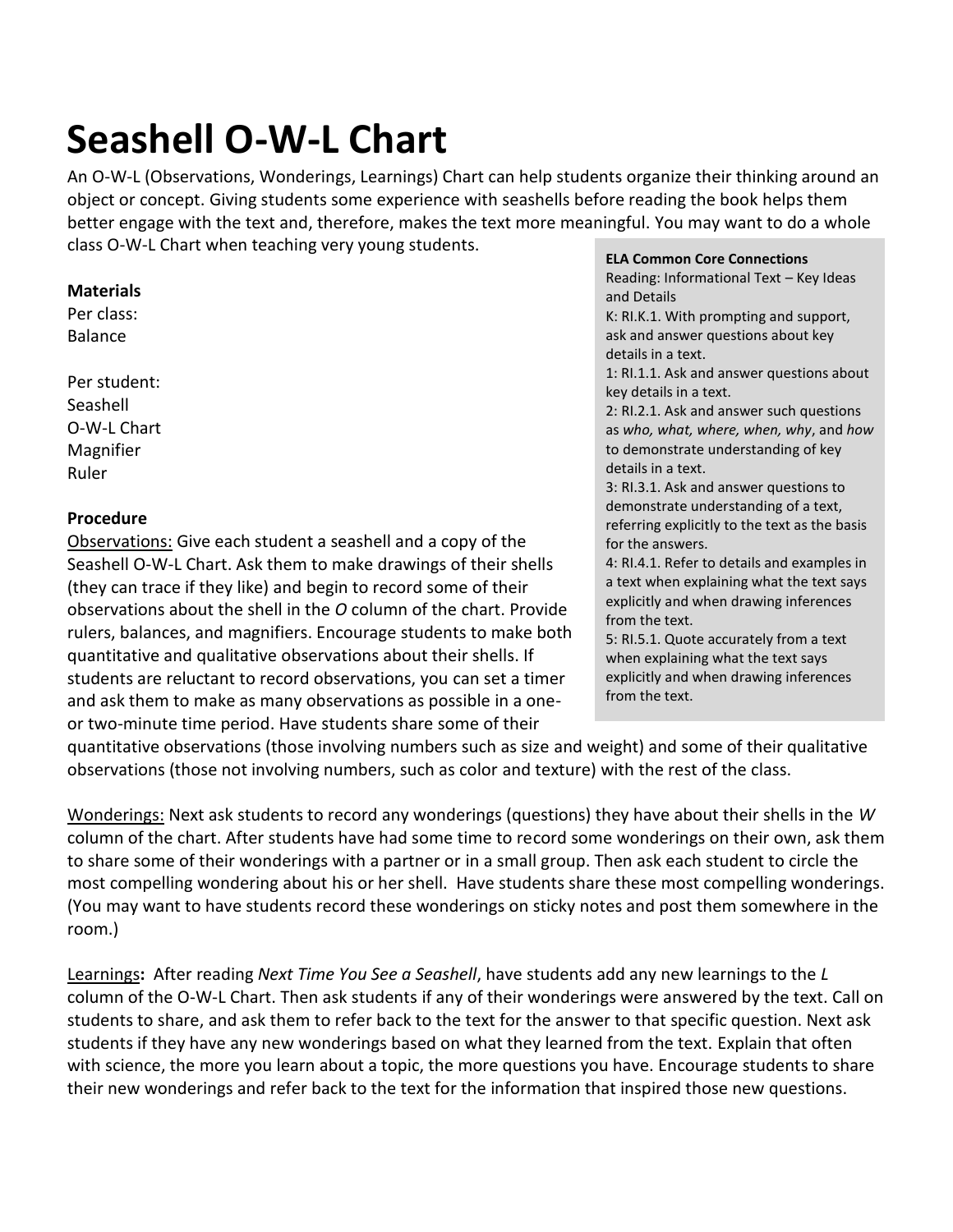# Seashell O-W-L Chart

An O-W-L (Observations, Wonderings, Learnings) Chart can help students organize their thinking around an object or concept. Giving students some experience with seashells before reading the book helps them better engage with the text and, therefore, makes the text more meaningful. You may want to do a whole class O-W-L Chart when teaching very young students.

**Materials**

Per class:
Balance

Per student:
Seashell
O-W-L Chart
Magnifier
Ruler

**Procedure**

Observations: Give each student a seashell and a copy of the Seashell O-W-L Chart. Ask them to make drawings of their shells (they can trace if they like) and begin to record some of their observations about the shell in the *O* column of the chart. Provide rulers, balances, and magnifiers. Encourage students to make both quantitative and qualitative observations about their shells. If students are reluctant to record observations, you can set a timer and ask them to make as many observations as possible in a one- or two-minute time period. Have students share some of their quantitative observations (those involving numbers such as size and weight) and some of their qualitative observations (those not involving numbers, such as color and texture) with the rest of the class.

Wonderings: Next ask students to record any wonderings (questions) they have about their shells in the *W* column of the chart. After students have had some time to record some wonderings on their own, ask them to share some of their wonderings with a partner or in a small group. Then ask each student to circle the most compelling wondering about his or her shell. Have students share these most compelling wonderings. (You may want to have students record these wonderings on sticky notes and post them somewhere in the room.)

Learnings**:** After reading *Next Time You See a Seashell*, have students add any new learnings to the *L* column of the O-W-L Chart. Then ask students if any of their wonderings were answered by the text. Call on students to share, and ask them to refer back to the text for the answer to that specific question. Next ask students if they have any new wonderings based on what they learned from the text. Explain that often with science, the more you learn about a topic, the more questions you have. Encourage students to share their new wonderings and refer back to the text for the information that inspired those new questions.

**ELA Common Core Connections**

Reading: Informational Text – Key Ideas and Details

K: RI.K.1. With prompting and support, ask and answer questions about key details in a text.

1: RI.1.1. Ask and answer questions about key details in a text.

2: RI.2.1. Ask and answer such questions as *who, what, where, when, why*, and *how* to demonstrate understanding of key details in a text.

3: RI.3.1. Ask and answer questions to demonstrate understanding of a text, referring explicitly to the text as the basis for the answers.

4: RI.4.1. Refer to details and examples in a text when explaining what the text says explicitly and when drawing inferences from the text.

5: RI.5.1. Quote accurately from a text when explaining what the text says explicitly and when drawing inferences from the text.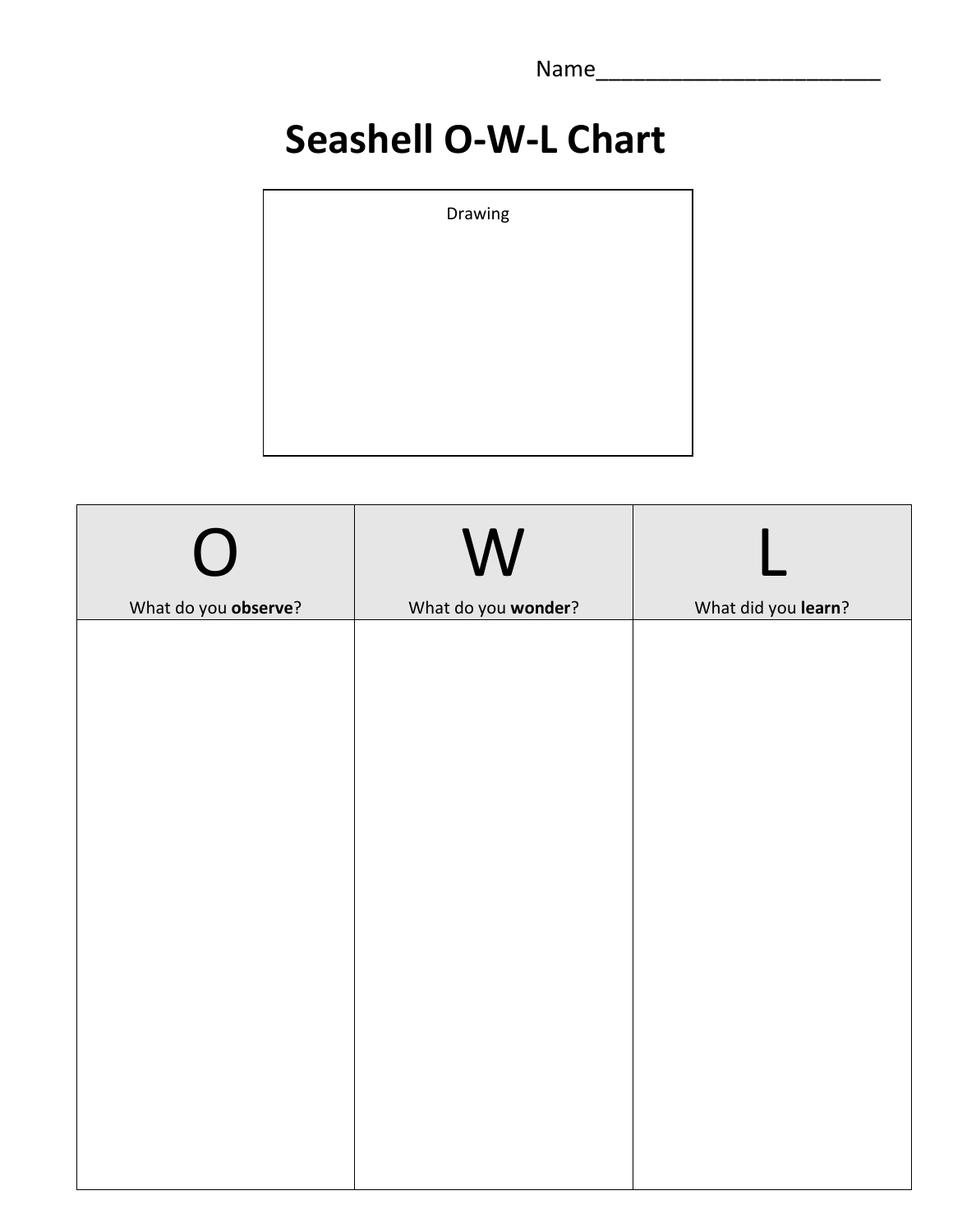Name________________________

# Seashell O-W-L Chart

Drawing

| O<br>What do you **observe**? | W<br>What do you **wonder**? | L<br>What did you **learn**? |
|---|---|---|
| | | |